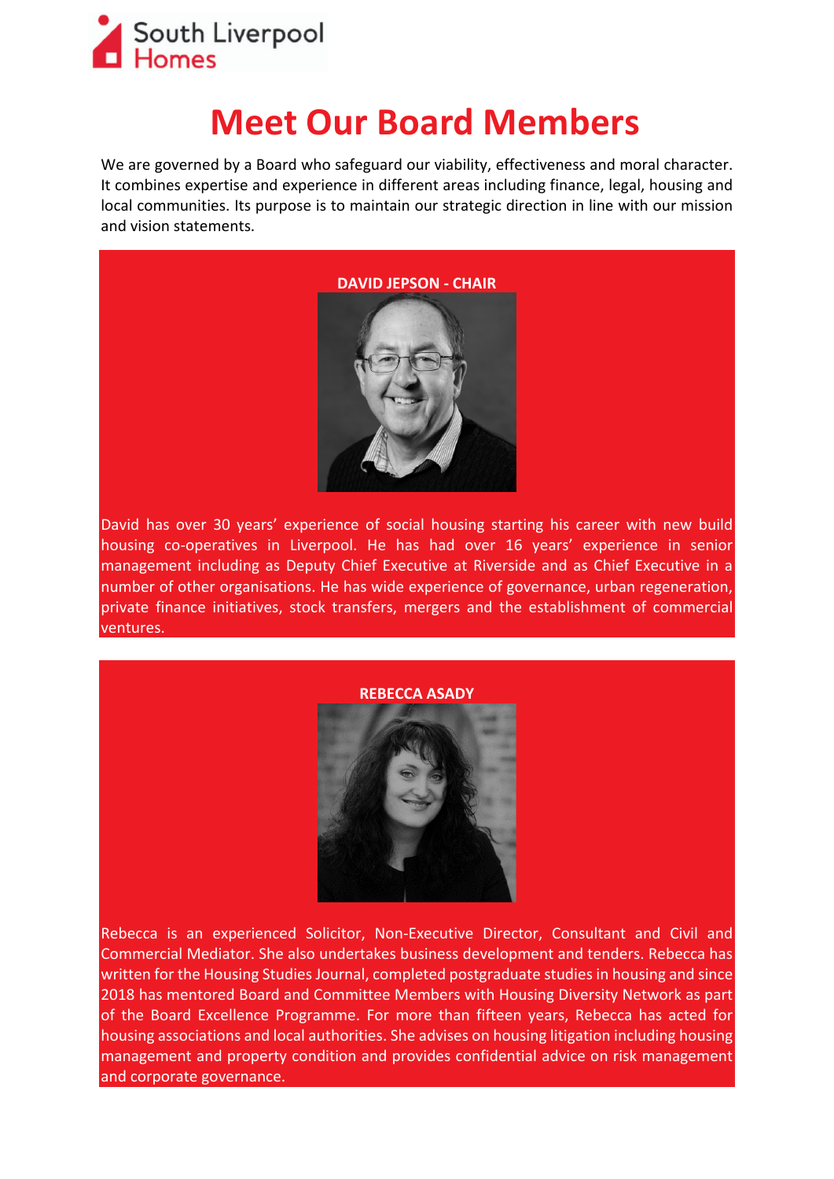South Liverpool Homes

# Meet Our Board Members

We are governed by a Board who safeguard our viability, effectiveness and moral character. It combines expertise and experience in different areas including finance, legal, housing and local communities. Its purpose is to maintain our strategic direction in line with our mission and vision statements.

**DAVID JEPSON - CHAIR**

David has over 30 years' experience of social housing starting his career with new build housing co-operatives in Liverpool. He has had over 16 years' experience in senior management including as Deputy Chief Executive at Riverside and as Chief Executive in a number of other organisations. He has wide experience of governance, urban regeneration, private finance initiatives, stock transfers, mergers and the establishment of commercial ventures.

**REBECCA ASADY**

Rebecca is an experienced Solicitor, Non-Executive Director, Consultant and Civil and Commercial Mediator. She also undertakes business development and tenders. Rebecca has written for the Housing Studies Journal, completed postgraduate studies in housing and since 2018 has mentored Board and Committee Members with Housing Diversity Network as part of the Board Excellence Programme. For more than fifteen years, Rebecca has acted for housing associations and local authorities. She advises on housing litigation including housing management and property condition and provides confidential advice on risk management and corporate governance.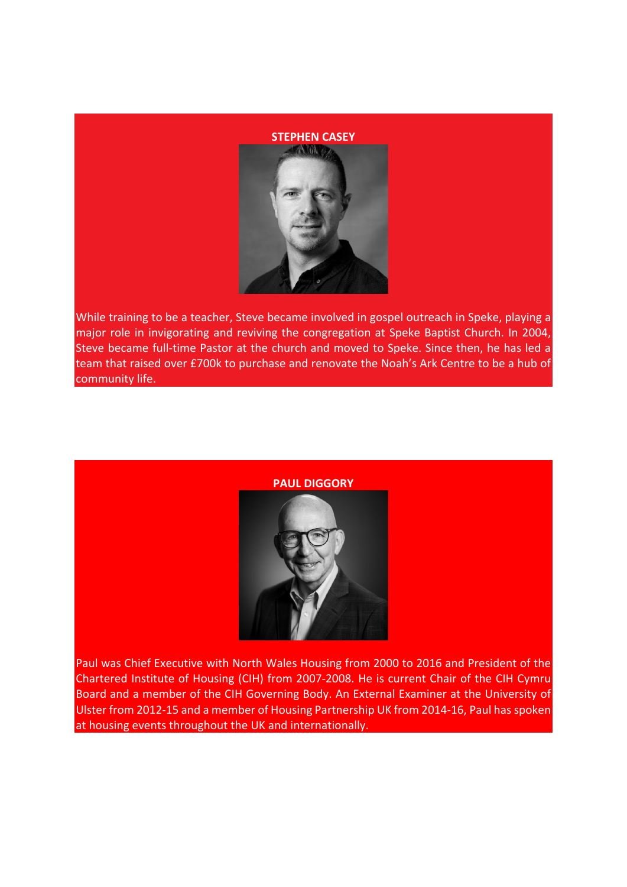**STEPHEN CASEY**

While training to be a teacher, Steve became involved in gospel outreach in Speke, playing a major role in invigorating and reviving the congregation at Speke Baptist Church. In 2004, Steve became full-time Pastor at the church and moved to Speke. Since then, he has led a team that raised over £700k to purchase and renovate the Noah's Ark Centre to be a hub of community life.

**PAUL DIGGORY**

Paul was Chief Executive with North Wales Housing from 2000 to 2016 and President of the Chartered Institute of Housing (CIH) from 2007-2008. He is current Chair of the CIH Cymru Board and a member of the CIH Governing Body. An External Examiner at the University of Ulster from 2012-15 and a member of Housing Partnership UK from 2014-16, Paul has spoken at housing events throughout the UK and internationally.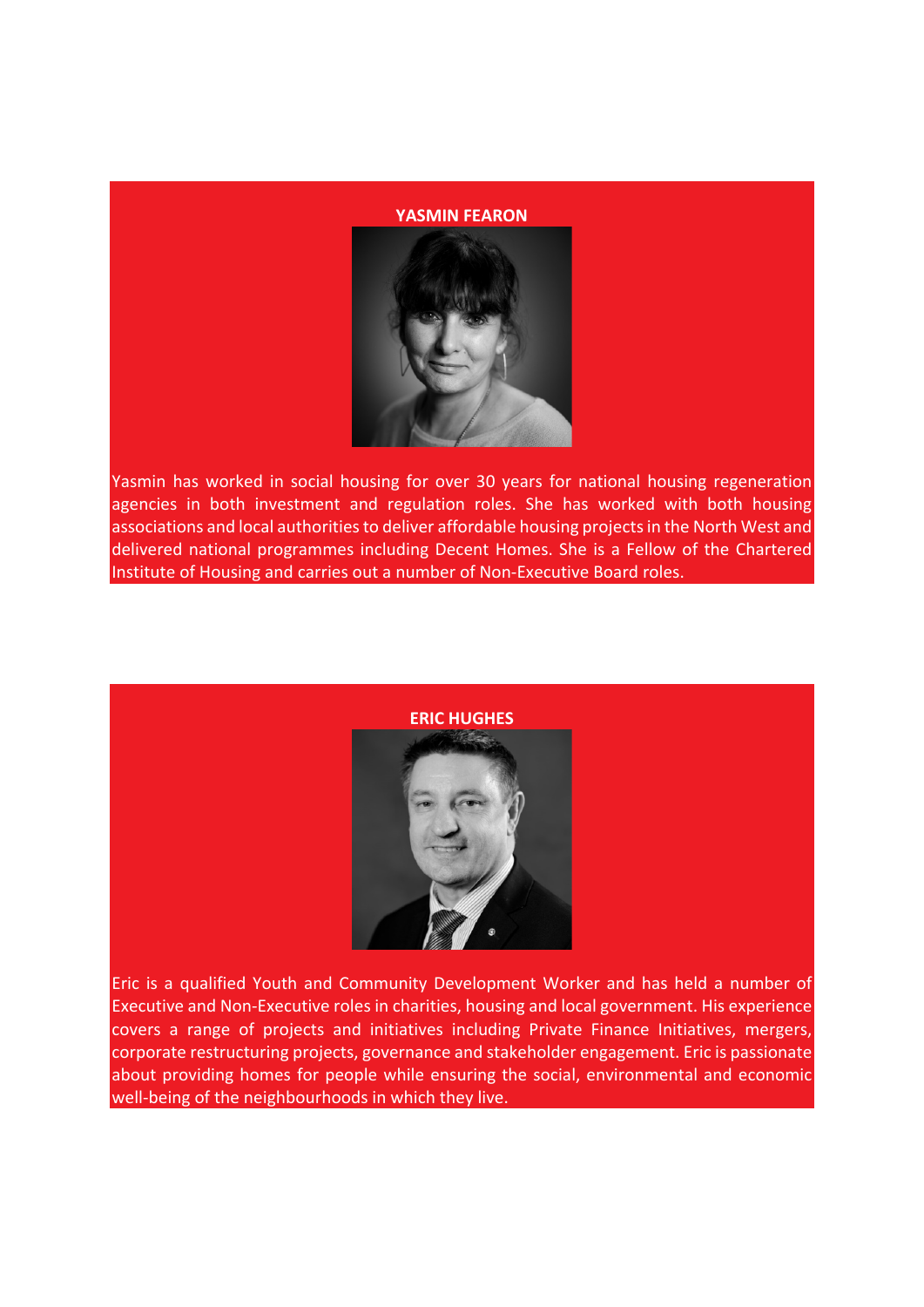## YASMIN FEARON

Yasmin has worked in social housing for over 30 years for national housing regeneration agencies in both investment and regulation roles. She has worked with both housing associations and local authorities to deliver affordable housing projects in the North West and delivered national programmes including Decent Homes. She is a Fellow of the Chartered Institute of Housing and carries out a number of Non-Executive Board roles.

## ERIC HUGHES

Eric is a qualified Youth and Community Development Worker and has held a number of Executive and Non-Executive roles in charities, housing and local government. His experience covers a range of projects and initiatives including Private Finance Initiatives, mergers, corporate restructuring projects, governance and stakeholder engagement. Eric is passionate about providing homes for people while ensuring the social, environmental and economic well-being of the neighbourhoods in which they live.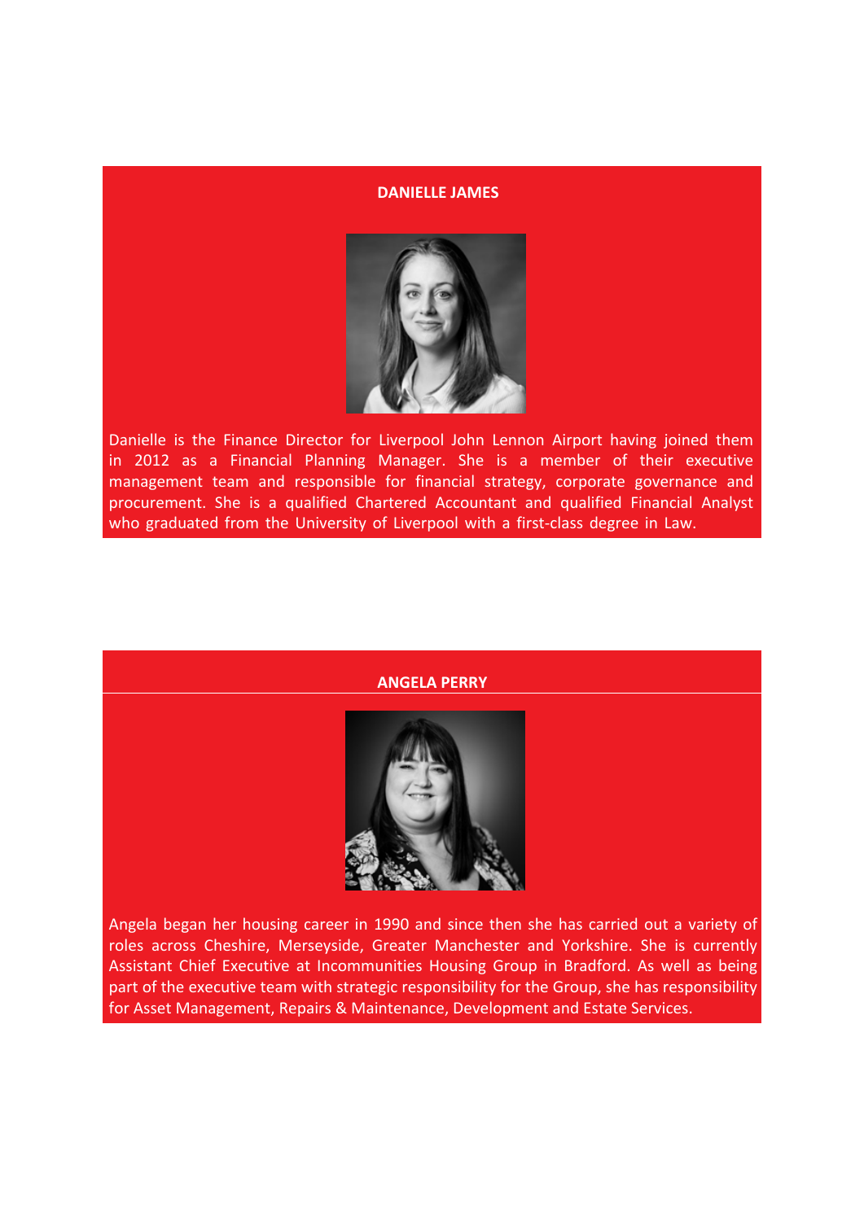**DANIELLE JAMES**

Danielle is the Finance Director for Liverpool John Lennon Airport having joined them in 2012 as a Financial Planning Manager. She is a member of their executive management team and responsible for financial strategy, corporate governance and procurement. She is a qualified Chartered Accountant and qualified Financial Analyst who graduated from the University of Liverpool with a first-class degree in Law.

**ANGELA PERRY**

Angela began her housing career in 1990 and since then she has carried out a variety of roles across Cheshire, Merseyside, Greater Manchester and Yorkshire. She is currently Assistant Chief Executive at Incommunities Housing Group in Bradford. As well as being part of the executive team with strategic responsibility for the Group, she has responsibility for Asset Management, Repairs & Maintenance, Development and Estate Services.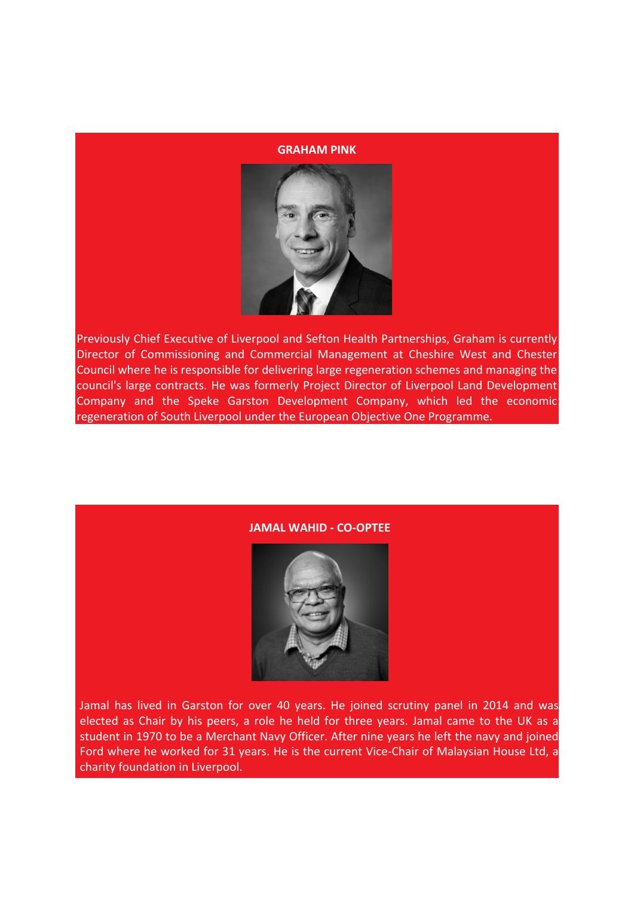**GRAHAM PINK**

Previously Chief Executive of Liverpool and Sefton Health Partnerships, Graham is currently Director of Commissioning and Commercial Management at Cheshire West and Chester Council where he is responsible for delivering large regeneration schemes and managing the council's large contracts. He was formerly Project Director of Liverpool Land Development Company and the Speke Garston Development Company, which led the economic regeneration of South Liverpool under the European Objective One Programme.

**JAMAL WAHID - CO-OPTEE**

Jamal has lived in Garston for over 40 years. He joined scrutiny panel in 2014 and was elected as Chair by his peers, a role he held for three years. Jamal came to the UK as a student in 1970 to be a Merchant Navy Officer. After nine years he left the navy and joined Ford where he worked for 31 years. He is the current Vice-Chair of Malaysian House Ltd, a charity foundation in Liverpool.